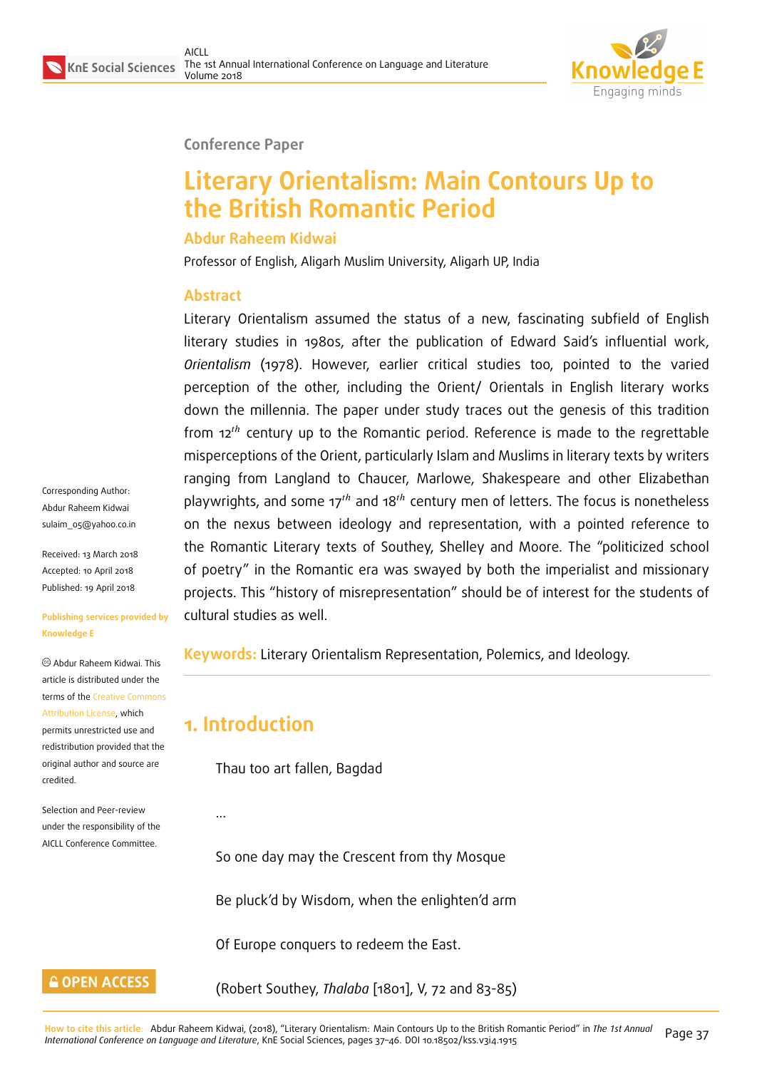Conference Paper

# Literary Orientalism: Main Contours Up to the British Romantic Period

**Abdur Raheem Kidwai**

Professor of English, Aligarh Muslim University, Aligarh UP, India

## Abstract

Literary Orientalism assumed the status of a new, fascinating subfield of English literary studies in 1980s, after the publication of Edward Said's influential work, *Orientalism* (1978). However, earlier critical studies too, pointed to the varied perception of the other, including the Orient/ Orientals in English literary works down the millennia. The paper under study traces out the genesis of this tradition from 12$^{th}$ century up to the Romantic period. Reference is made to the regrettable misperceptions of the Orient, particularly Islam and Muslims in literary texts by writers ranging from Langland to Chaucer, Marlowe, Shakespeare and other Elizabethan playwrights, and some 17$^{th}$ and 18$^{th}$ century men of letters. The focus is nonetheless on the nexus between ideology and representation, with a pointed reference to the Romantic Literary texts of Southey, Shelley and Moore. The "politicized school of poetry" in the Romantic era was swayed by both the imperialist and missionary projects. This "history of misrepresentation" should be of interest for the students of cultural studies as well.

**Keywords:** Literary Orientalism Representation, Polemics, and Ideology.

Corresponding Author:
Abdur Raheem Kidwai
sulaim_05@yahoo.co.in

Received: 13 March 2018
Accepted: 10 April 2018
Published: 19 April 2018

**Publishing services provided by Knowledge E**

© Abdur Raheem Kidwai. This article is distributed under the terms of the Creative Commons Attribution License, which permits unrestricted use and redistribution provided that the original author and source are credited.

Selection and Peer-review under the responsibility of the AICLL Conference Committee.

## 1. Introduction

Thau too art fallen, Bagdad

...

So one day may the Crescent from thy Mosque

Be pluck'd by Wisdom, when the enlighten'd arm

Of Europe conquers to redeem the East.

(Robert Southey, *Thalaba* [1801], V, 72 and 83-85)

How to cite this article: Abdur Raheem Kidwai, (2018), "Literary Orientalism: Main Contours Up to the British Romantic Period" in *The 1st Annual International Conference on Language and Literature*, KnE Social Sciences, pages 37–46. DOI 10.18502/kss.v3i4.1915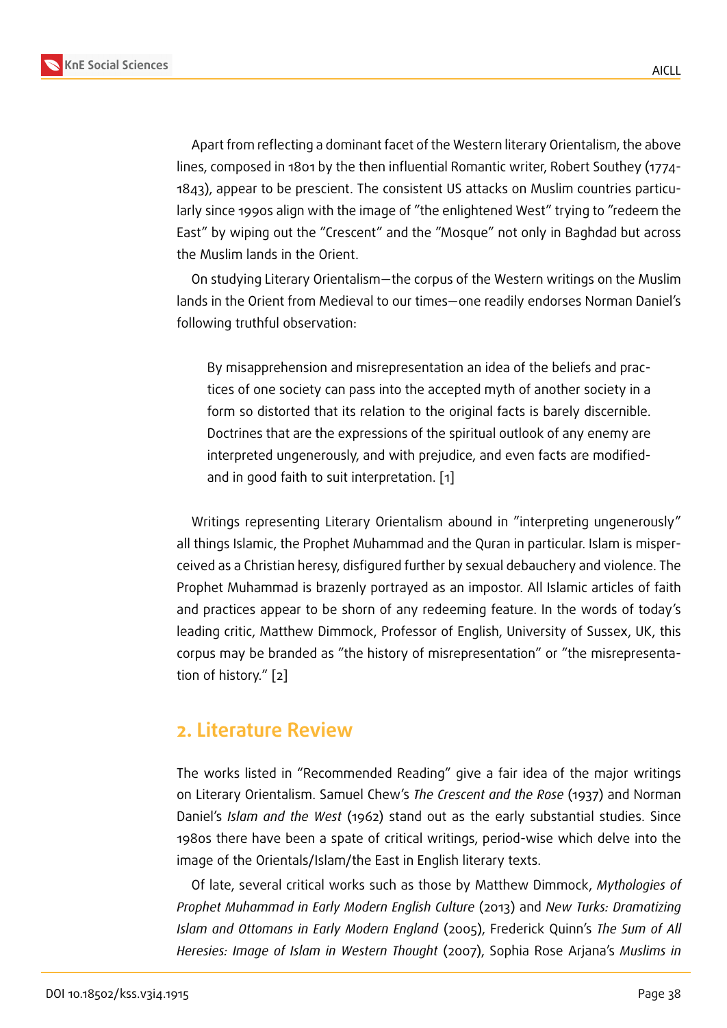Apart from reflecting a dominant facet of the Western literary Orientalism, the above lines, composed in 1801 by the then influential Romantic writer, Robert Southey (1774-1843), appear to be prescient. The consistent US attacks on Muslim countries particularly since 1990s align with the image of "the enlightened West" trying to "redeem the East" by wiping out the "Crescent" and the "Mosque" not only in Baghdad but across the Muslim lands in the Orient.

On studying Literary Orientalism—the corpus of the Western writings on the Muslim lands in the Orient from Medieval to our times—one readily endorses Norman Daniel's following truthful observation:

> By misapprehension and misrepresentation an idea of the beliefs and practices of one society can pass into the accepted myth of another society in a form so distorted that its relation to the original facts is barely discernible. Doctrines that are the expressions of the spiritual outlook of any enemy are interpreted ungenerously, and with prejudice, and even facts are modified-and in good faith to suit interpretation. [1]

Writings representing Literary Orientalism abound in "interpreting ungenerously" all things Islamic, the Prophet Muhammad and the Quran in particular. Islam is misperceived as a Christian heresy, disfigured further by sexual debauchery and violence. The Prophet Muhammad is brazenly portrayed as an impostor. All Islamic articles of faith and practices appear to be shorn of any redeeming feature. In the words of today's leading critic, Matthew Dimmock, Professor of English, University of Sussex, UK, this corpus may be branded as "the history of misrepresentation" or "the misrepresentation of history." [2]

## 2. Literature Review

The works listed in "Recommended Reading" give a fair idea of the major writings on Literary Orientalism. Samuel Chew's *The Crescent and the Rose* (1937) and Norman Daniel's *Islam and the West* (1962) stand out as the early substantial studies. Since 1980s there have been a spate of critical writings, period-wise which delve into the image of the Orientals/Islam/the East in English literary texts.

Of late, several critical works such as those by Matthew Dimmock, *Mythologies of Prophet Muhammad in Early Modern English Culture* (2013) and *New Turks: Dramatizing Islam and Ottomans in Early Modern England* (2005), Frederick Quinn's *The Sum of All Heresies: Image of Islam in Western Thought* (2007), Sophia Rose Arjana's *Muslims in*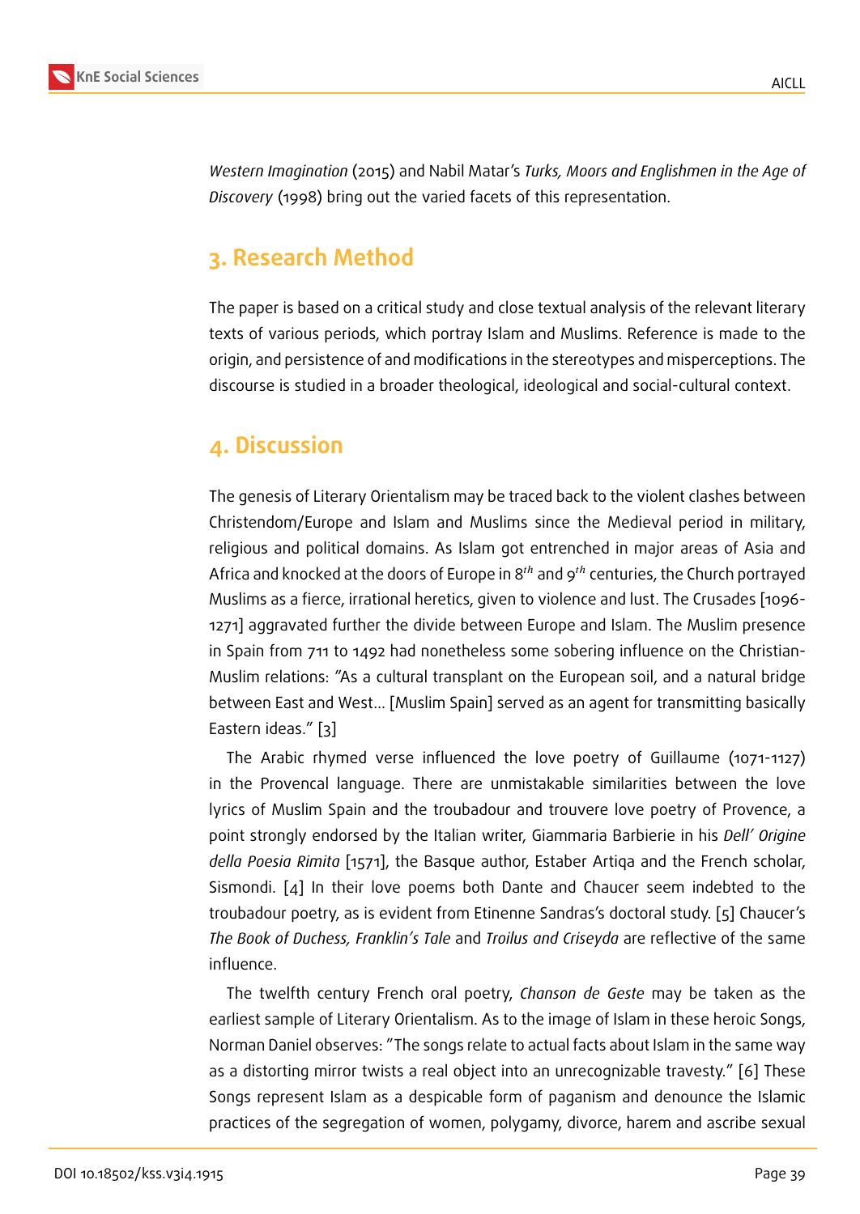*Western Imagination* (2015) and Nabil Matar's *Turks, Moors and Englishmen in the Age of Discovery* (1998) bring out the varied facets of this representation.

## 3. Research Method

The paper is based on a critical study and close textual analysis of the relevant literary texts of various periods, which portray Islam and Muslims. Reference is made to the origin, and persistence of and modifications in the stereotypes and misperceptions. The discourse is studied in a broader theological, ideological and social-cultural context.

## 4. Discussion

The genesis of Literary Orientalism may be traced back to the violent clashes between Christendom/Europe and Islam and Muslims since the Medieval period in military, religious and political domains. As Islam got entrenched in major areas of Asia and Africa and knocked at the doors of Europe in 8$^{th}$ and 9$^{th}$ centuries, the Church portrayed Muslims as a fierce, irrational heretics, given to violence and lust. The Crusades [1096-1271] aggravated further the divide between Europe and Islam. The Muslim presence in Spain from 711 to 1492 had nonetheless some sobering influence on the Christian-Muslim relations: "As a cultural transplant on the European soil, and a natural bridge between East and West... [Muslim Spain] served as an agent for transmitting basically Eastern ideas." [3]

The Arabic rhymed verse influenced the love poetry of Guillaume (1071-1127) in the Provencal language. There are unmistakable similarities between the love lyrics of Muslim Spain and the troubadour and trouvere love poetry of Provence, a point strongly endorsed by the Italian writer, Giammaria Barbierie in his *Dell' Origine della Poesia Rimita* [1571], the Basque author, Estaber Artiqa and the French scholar, Sismondi. [4] In their love poems both Dante and Chaucer seem indebted to the troubadour poetry, as is evident from Etinenne Sandras's doctoral study. [5] Chaucer's *The Book of Duchess, Franklin's Tale* and *Troilus and Criseyda* are reflective of the same influence.

The twelfth century French oral poetry, *Chanson de Geste* may be taken as the earliest sample of Literary Orientalism. As to the image of Islam in these heroic Songs, Norman Daniel observes: "The songs relate to actual facts about Islam in the same way as a distorting mirror twists a real object into an unrecognizable travesty." [6] These Songs represent Islam as a despicable form of paganism and denounce the Islamic practices of the segregation of women, polygamy, divorce, harem and ascribe sexual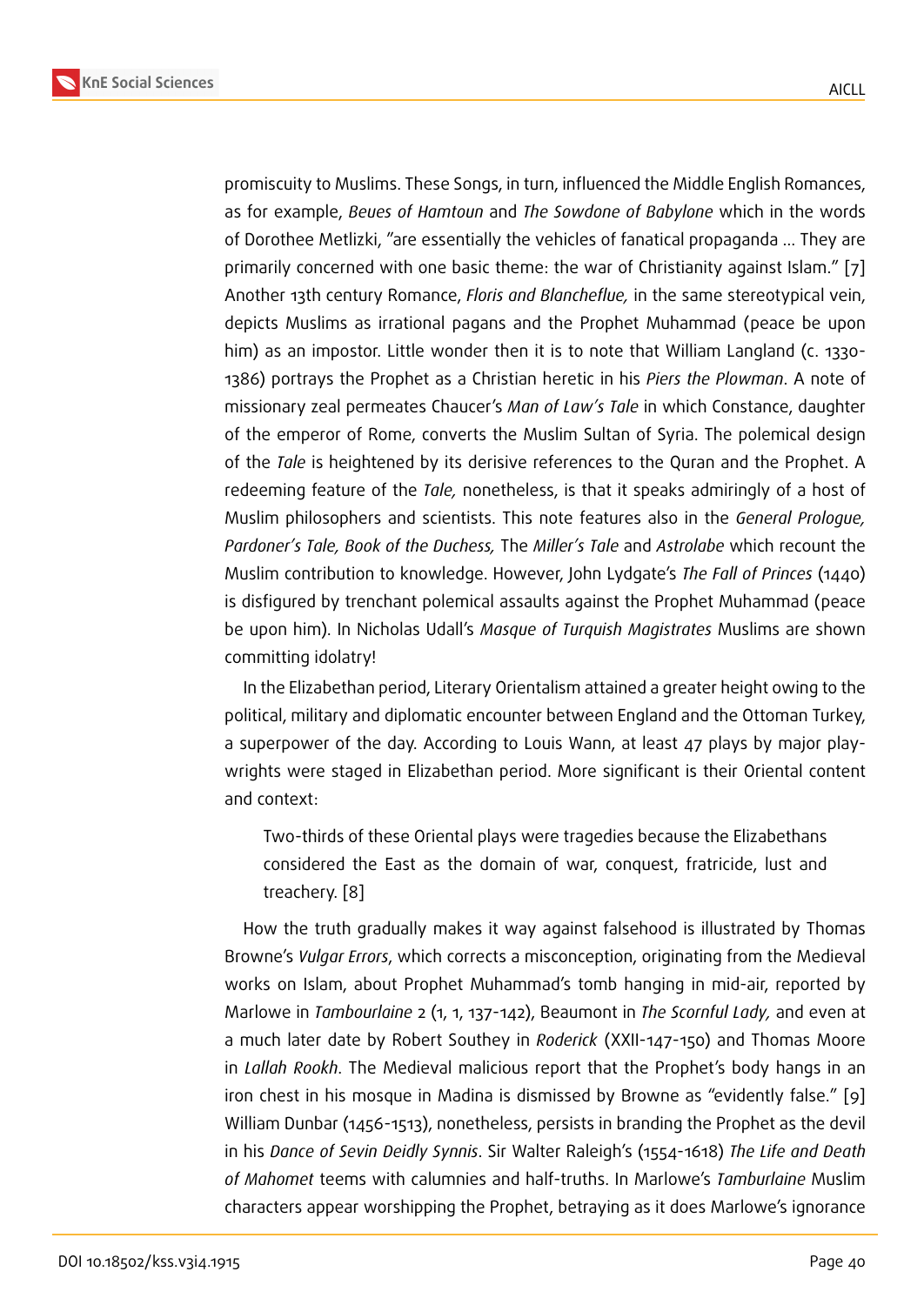promiscuity to Muslims. These Songs, in turn, influenced the Middle English Romances, as for example, *Beues of Hamtoun* and *The Sowdone of Babylone* which in the words of Dorothee Metlizki, "are essentially the vehicles of fanatical propaganda ... They are primarily concerned with one basic theme: the war of Christianity against Islam." [7] Another 13th century Romance, *Floris and Blancheflue,* in the same stereotypical vein, depicts Muslims as irrational pagans and the Prophet Muhammad (peace be upon him) as an impostor. Little wonder then it is to note that William Langland (c. 1330-1386) portrays the Prophet as a Christian heretic in his *Piers the Plowman*. A note of missionary zeal permeates Chaucer's *Man of Law's Tale* in which Constance, daughter of the emperor of Rome, converts the Muslim Sultan of Syria. The polemical design of the *Tale* is heightened by its derisive references to the Quran and the Prophet. A redeeming feature of the *Tale,* nonetheless, is that it speaks admiringly of a host of Muslim philosophers and scientists. This note features also in the *General Prologue, Pardoner's Tale, Book of the Duchess,* The *Miller's Tale* and *Astrolabe* which recount the Muslim contribution to knowledge. However, John Lydgate's *The Fall of Princes* (1440) is disfigured by trenchant polemical assaults against the Prophet Muhammad (peace be upon him). In Nicholas Udall's *Masque of Turquish Magistrates* Muslims are shown committing idolatry!

In the Elizabethan period, Literary Orientalism attained a greater height owing to the political, military and diplomatic encounter between England and the Ottoman Turkey, a superpower of the day. According to Louis Wann, at least 47 plays by major playwrights were staged in Elizabethan period. More significant is their Oriental content and context:

> Two-thirds of these Oriental plays were tragedies because the Elizabethans considered the East as the domain of war, conquest, fratricide, lust and treachery. [8]

How the truth gradually makes it way against falsehood is illustrated by Thomas Browne's *Vulgar Errors*, which corrects a misconception, originating from the Medieval works on Islam, about Prophet Muhammad's tomb hanging in mid-air, reported by Marlowe in *Tambourlaine* 2 (1, 1, 137-142), Beaumont in *The Scornful Lady,* and even at a much later date by Robert Southey in *Roderick* (XXII-147-150) and Thomas Moore in *Lallah Rookh*. The Medieval malicious report that the Prophet's body hangs in an iron chest in his mosque in Madina is dismissed by Browne as "evidently false." [9] William Dunbar (1456-1513), nonetheless, persists in branding the Prophet as the devil in his *Dance of Sevin Deidly Synnis*. Sir Walter Raleigh's (1554-1618) *The Life and Death of Mahomet* teems with calumnies and half-truths. In Marlowe's *Tamburlaine* Muslim characters appear worshipping the Prophet, betraying as it does Marlowe's ignorance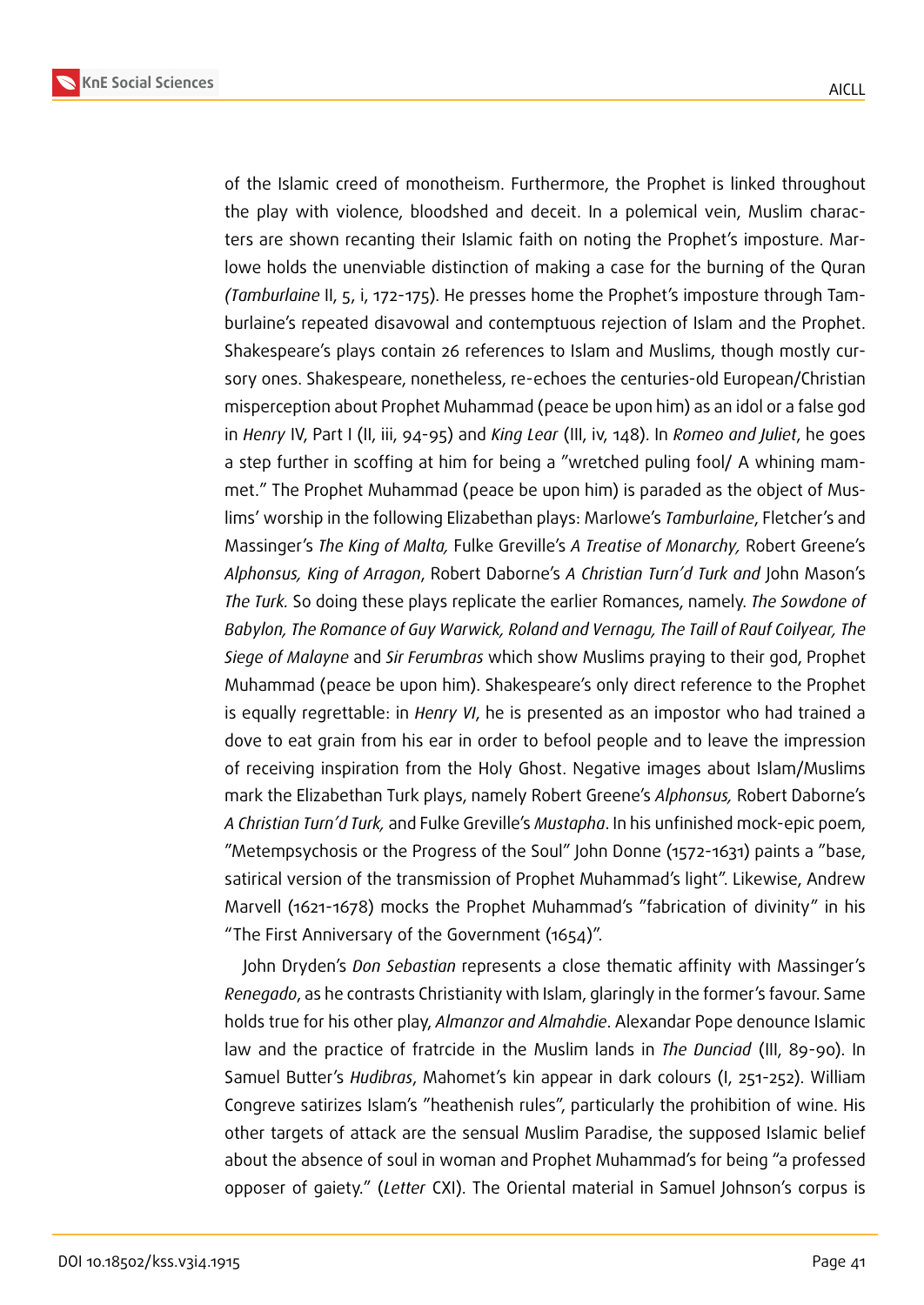of the Islamic creed of monotheism. Furthermore, the Prophet is linked throughout the play with violence, bloodshed and deceit. In a polemical vein, Muslim characters are shown recanting their Islamic faith on noting the Prophet's imposture. Marlowe holds the unenviable distinction of making a case for the burning of the Quran (*Tamburlaine* II, 5, i, 172-175). He presses home the Prophet's imposture through Tamburlaine's repeated disavowal and contemptuous rejection of Islam and the Prophet. Shakespeare's plays contain 26 references to Islam and Muslims, though mostly cursory ones. Shakespeare, nonetheless, re-echoes the centuries-old European/Christian misperception about Prophet Muhammad (peace be upon him) as an idol or a false god in *Henry* IV, Part I (II, iii, 94-95) and *King Lear* (III, iv, 148). In *Romeo and Juliet*, he goes a step further in scoffing at him for being a "wretched puling fool/ A whining mammet." The Prophet Muhammad (peace be upon him) is paraded as the object of Muslims' worship in the following Elizabethan plays: Marlowe's *Tamburlaine*, Fletcher's and Massinger's *The King of Malta,* Fulke Greville's *A Treatise of Monarchy,* Robert Greene's *Alphonsus, King of Arragon*, Robert Daborne's *A Christian Turn'd Turk and* John Mason's *The Turk.* So doing these plays replicate the earlier Romances, namely. *The Sowdone of Babylon, The Romance of Guy Warwick, Roland and Vernagu, The Taill of Rauf Coilyear, The Siege of Malayne* and *Sir Ferumbras* which show Muslims praying to their god, Prophet Muhammad (peace be upon him). Shakespeare's only direct reference to the Prophet is equally regrettable: in *Henry VI*, he is presented as an impostor who had trained a dove to eat grain from his ear in order to befool people and to leave the impression of receiving inspiration from the Holy Ghost. Negative images about Islam/Muslims mark the Elizabethan Turk plays, namely Robert Greene's *Alphonsus,* Robert Daborne's *A Christian Turn'd Turk,* and Fulke Greville's *Mustapha*. In his unfinished mock-epic poem, "Metempsychosis or the Progress of the Soul" John Donne (1572-1631) paints a "base, satirical version of the transmission of Prophet Muhammad's light". Likewise, Andrew Marvell (1621-1678) mocks the Prophet Muhammad's "fabrication of divinity" in his "The First Anniversary of the Government (1654)".

John Dryden's *Don Sebastian* represents a close thematic affinity with Massinger's *Renegado*, as he contrasts Christianity with Islam, glaringly in the former's favour. Same holds true for his other play, *Almanzor and Almahdie*. Alexandar Pope denounce Islamic law and the practice of fratrcide in the Muslim lands in *The Dunciad* (III, 89-90). In Samuel Butter's *Hudibras*, Mahomet's kin appear in dark colours (I, 251-252). William Congreve satirizes Islam's "heathenish rules", particularly the prohibition of wine. His other targets of attack are the sensual Muslim Paradise, the supposed Islamic belief about the absence of soul in woman and Prophet Muhammad's for being "a professed opposer of gaiety." (*Letter* CXI). The Oriental material in Samuel Johnson's corpus is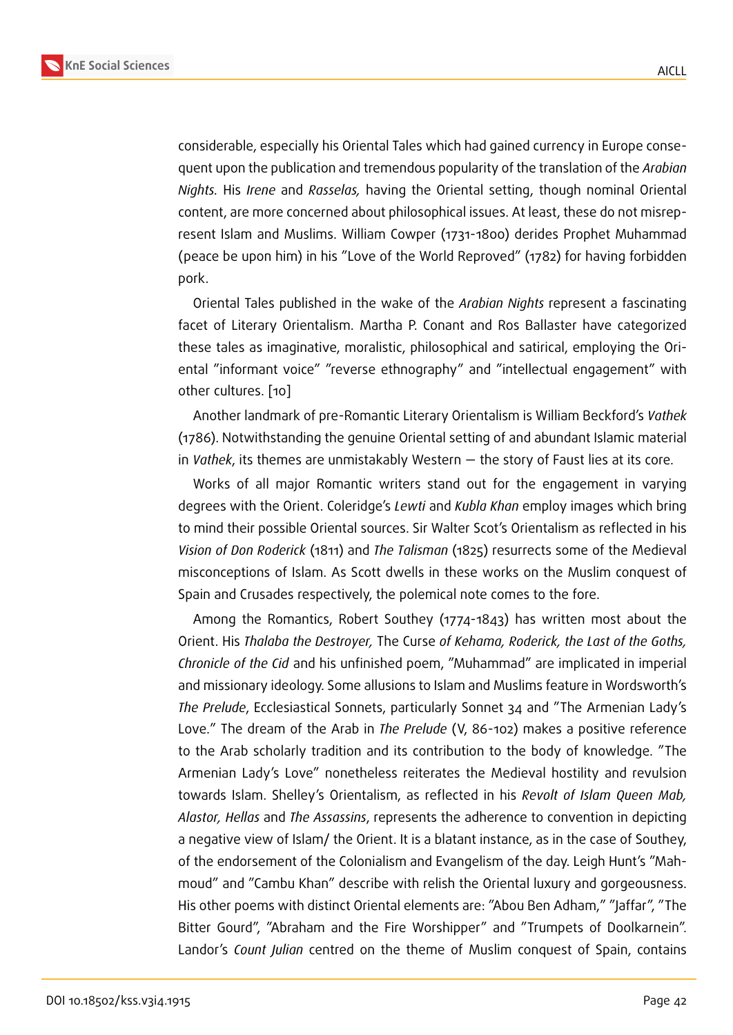considerable, especially his Oriental Tales which had gained currency in Europe consequent upon the publication and tremendous popularity of the translation of the *Arabian Nights.* His *Irene* and *Rasselas,* having the Oriental setting, though nominal Oriental content, are more concerned about philosophical issues. At least, these do not misrepresent Islam and Muslims. William Cowper (1731-1800) derides Prophet Muhammad (peace be upon him) in his "Love of the World Reproved" (1782) for having forbidden pork.

Oriental Tales published in the wake of the *Arabian Nights* represent a fascinating facet of Literary Orientalism. Martha P. Conant and Ros Ballaster have categorized these tales as imaginative, moralistic, philosophical and satirical, employing the Oriental "informant voice" "reverse ethnography" and "intellectual engagement" with other cultures. [10]

Another landmark of pre-Romantic Literary Orientalism is William Beckford's *Vathek* (1786). Notwithstanding the genuine Oriental setting of and abundant Islamic material in *Vathek*, its themes are unmistakably Western — the story of Faust lies at its core.

Works of all major Romantic writers stand out for the engagement in varying degrees with the Orient. Coleridge's *Lewti* and *Kubla Khan* employ images which bring to mind their possible Oriental sources. Sir Walter Scot's Orientalism as reflected in his *Vision of Don Roderick* (1811) and *The Talisman* (1825) resurrects some of the Medieval misconceptions of Islam. As Scott dwells in these works on the Muslim conquest of Spain and Crusades respectively, the polemical note comes to the fore.

Among the Romantics, Robert Southey (1774-1843) has written most about the Orient. His *Thalaba the Destroyer,* The Curse *of Kehama, Roderick, the Last of the Goths, Chronicle of the Cid* and his unfinished poem, "Muhammad" are implicated in imperial and missionary ideology. Some allusions to Islam and Muslims feature in Wordsworth's *The Prelude*, Ecclesiastical Sonnets, particularly Sonnet 34 and "The Armenian Lady's Love." The dream of the Arab in *The Prelude* (V, 86-102) makes a positive reference to the Arab scholarly tradition and its contribution to the body of knowledge. "The Armenian Lady's Love" nonetheless reiterates the Medieval hostility and revulsion towards Islam. Shelley's Orientalism, as reflected in his *Revolt of Islam Queen Mab, Alastor, Hellas* and *The Assassins*, represents the adherence to convention in depicting a negative view of Islam/ the Orient. It is a blatant instance, as in the case of Southey, of the endorsement of the Colonialism and Evangelism of the day. Leigh Hunt's "Mahmoud" and "Cambu Khan" describe with relish the Oriental luxury and gorgeousness. His other poems with distinct Oriental elements are: "Abou Ben Adham," "Jaffar", "The Bitter Gourd", "Abraham and the Fire Worshipper" and "Trumpets of Doolkarnein". Landor's *Count Julian* centred on the theme of Muslim conquest of Spain, contains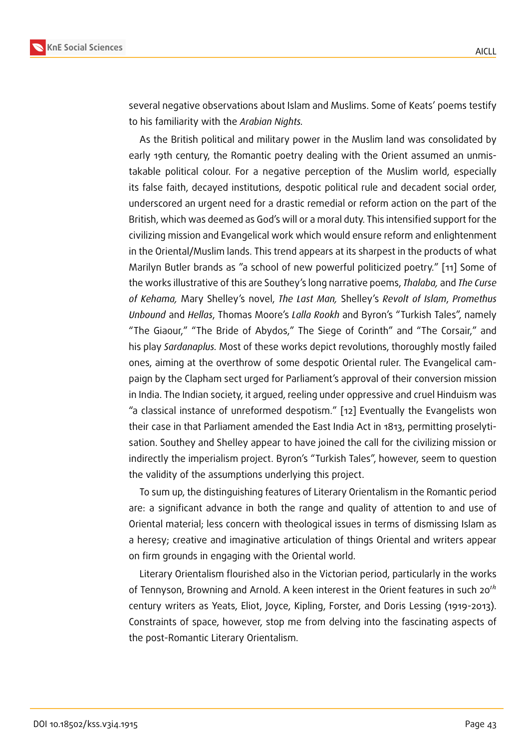several negative observations about Islam and Muslims. Some of Keats' poems testify to his familiarity with the *Arabian Nights.*

As the British political and military power in the Muslim land was consolidated by early 19th century, the Romantic poetry dealing with the Orient assumed an unmistakable political colour. For a negative perception of the Muslim world, especially its false faith, decayed institutions, despotic political rule and decadent social order, underscored an urgent need for a drastic remedial or reform action on the part of the British, which was deemed as God's will or a moral duty. This intensified support for the civilizing mission and Evangelical work which would ensure reform and enlightenment in the Oriental/Muslim lands. This trend appears at its sharpest in the products of what Marilyn Butler brands as "a school of new powerful politicized poetry." [11] Some of the works illustrative of this are Southey's long narrative poems, *Thalaba,* and *The Curse of Kehama,* Mary Shelley's novel, *The Last Man,* Shelley's *Revolt of Islam*, *Promethus Unbound* and *Hellas*, Thomas Moore's *Lalla Rookh* and Byron's "Turkish Tales", namely "The Giaour," "The Bride of Abydos," The Siege of Corinth" and "The Corsair," and his play *Sardanaplus.* Most of these works depict revolutions, thoroughly mostly failed ones, aiming at the overthrow of some despotic Oriental ruler. The Evangelical campaign by the Clapham sect urged for Parliament's approval of their conversion mission in India. The Indian society, it argued, reeling under oppressive and cruel Hinduism was "a classical instance of unreformed despotism." [12] Eventually the Evangelists won their case in that Parliament amended the East India Act in 1813, permitting proselytisation. Southey and Shelley appear to have joined the call for the civilizing mission or indirectly the imperialism project. Byron's "Turkish Tales", however, seem to question the validity of the assumptions underlying this project.

To sum up, the distinguishing features of Literary Orientalism in the Romantic period are: a significant advance in both the range and quality of attention to and use of Oriental material; less concern with theological issues in terms of dismissing Islam as a heresy; creative and imaginative articulation of things Oriental and writers appear on firm grounds in engaging with the Oriental world.

Literary Orientalism flourished also in the Victorian period, particularly in the works of Tennyson, Browning and Arnold. A keen interest in the Orient features in such 20$^{th}$ century writers as Yeats, Eliot, Joyce, Kipling, Forster, and Doris Lessing (1919-2013). Constraints of space, however, stop me from delving into the fascinating aspects of the post-Romantic Literary Orientalism.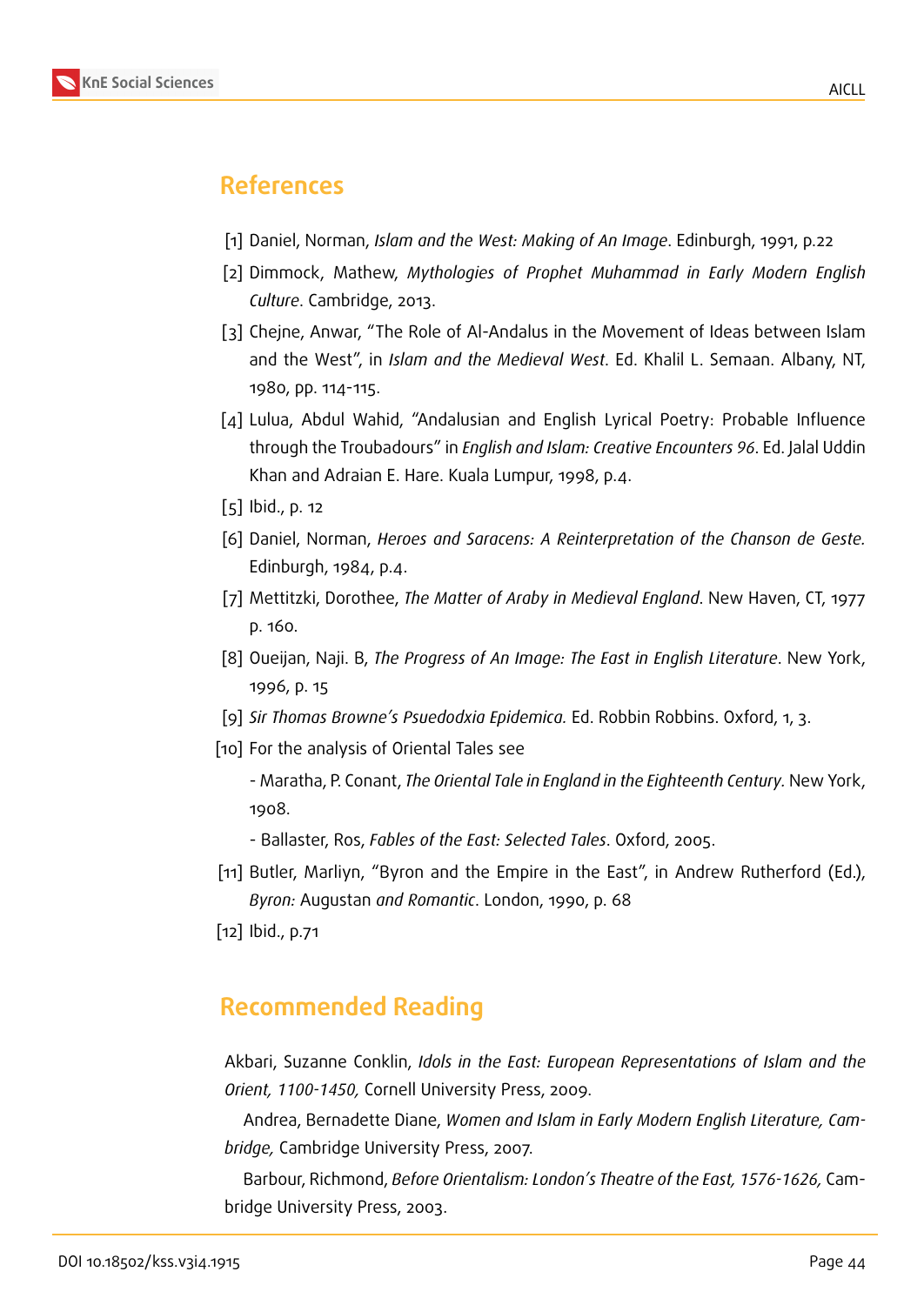## References

[1] Daniel, Norman, *Islam and the West: Making of An Image*. Edinburgh, 1991, p.22

[2] Dimmock, Mathew, *Mythologies of Prophet Muhammad in Early Modern English Culture*. Cambridge, 2013.

[3] Chejne, Anwar, "The Role of Al-Andalus in the Movement of Ideas between Islam and the West", in *Islam and the Medieval West*. Ed. Khalil L. Semaan. Albany, NT, 1980, pp. 114-115.

[4] Lulua, Abdul Wahid, "Andalusian and English Lyrical Poetry: Probable Influence through the Troubadours" in *English and Islam: Creative Encounters 96*. Ed. Jalal Uddin Khan and Adraian E. Hare. Kuala Lumpur, 1998, p.4.

[5] Ibid., p. 12

[6] Daniel, Norman, *Heroes and Saracens: A Reinterpretation of the Chanson de Geste.* Edinburgh, 1984, p.4.

[7] Mettitzki, Dorothee, *The Matter of Araby in Medieval England*. New Haven, CT, 1977 p. 160.

[8] Oueijan, Naji. B, *The Progress of An Image: The East in English Literature*. New York, 1996, p. 15

[9] *Sir Thomas Browne's Psuedodxia Epidemica.* Ed. Robbin Robbins. Oxford, 1, 3.

[10] For the analysis of Oriental Tales see

- Maratha, P. Conant, *The Oriental Tale in England in the Eighteenth Century*. New York, 1908.
- Ballaster, Ros, *Fables of the East: Selected Tales*. Oxford, 2005.

[11] Butler, Marliyn, "Byron and the Empire in the East", in Andrew Rutherford (Ed.), *Byron:* Augustan *and Romantic*. London, 1990, p. 68

[12] Ibid., p.71

## Recommended Reading

Akbari, Suzanne Conklin, *Idols in the East: European Representations of Islam and the Orient, 1100-1450,* Cornell University Press, 2009.

Andrea, Bernadette Diane, *Women and Islam in Early Modern English Literature, Cambridge,* Cambridge University Press, 2007.

Barbour, Richmond, *Before Orientalism: London's Theatre of the East, 1576-1626,* Cambridge University Press, 2003.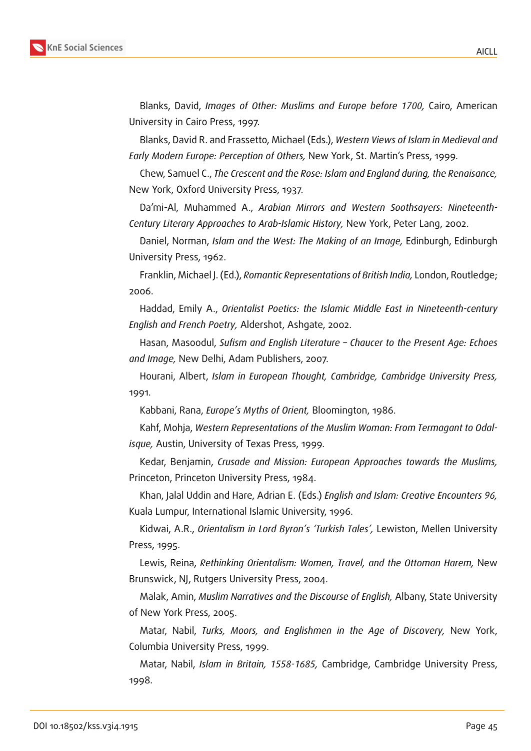Blanks, David, *Images of Other: Muslims and Europe before 1700,* Cairo, American University in Cairo Press, 1997.

Blanks, David R. and Frassetto, Michael (Eds.), *Western Views of Islam in Medieval and Early Modern Europe: Perception of Others,* New York, St. Martin's Press, 1999.

Chew, Samuel C., *The Crescent and the Rose: Islam and England during, the Renaisance,* New York, Oxford University Press, 1937.

Da'mi-Al, Muhammed A., *Arabian Mirrors and Western Soothsayers: Nineteenth-Century Literary Approaches to Arab-Islamic History,* New York, Peter Lang, 2002.

Daniel, Norman, *Islam and the West: The Making of an Image,* Edinburgh, Edinburgh University Press, 1962.

Franklin, Michael J. (Ed.), *Romantic Representations of British India,* London, Routledge; 2006.

Haddad, Emily A., *Orientalist Poetics: the Islamic Middle East in Nineteenth-century English and French Poetry,* Aldershot, Ashgate, 2002.

Hasan, Masoodul, *Sufism and English Literature – Chaucer to the Present Age: Echoes and Image,* New Delhi, Adam Publishers, 2007.

Hourani, Albert, *Islam in European Thought, Cambridge, Cambridge University Press,* 1991.

Kabbani, Rana, *Europe's Myths of Orient,* Bloomington, 1986.

Kahf, Mohja, *Western Representations of the Muslim Woman: From Termagant to Odalisque,* Austin, University of Texas Press, 1999.

Kedar, Benjamin, *Crusade and Mission: European Approaches towards the Muslims,* Princeton, Princeton University Press, 1984.

Khan, Jalal Uddin and Hare, Adrian E. (Eds.) *English and Islam: Creative Encounters 96,* Kuala Lumpur, International Islamic University, 1996.

Kidwai, A.R., *Orientalism in Lord Byron's 'Turkish Tales',* Lewiston, Mellen University Press, 1995.

Lewis, Reina, *Rethinking Orientalism: Women, Travel, and the Ottoman Harem,* New Brunswick, NJ, Rutgers University Press, 2004.

Malak, Amin, *Muslim Narratives and the Discourse of English,* Albany, State University of New York Press, 2005.

Matar, Nabil, *Turks, Moors, and Englishmen in the Age of Discovery,* New York, Columbia University Press, 1999.

Matar, Nabil, *Islam in Britain, 1558-1685,* Cambridge, Cambridge University Press, 1998.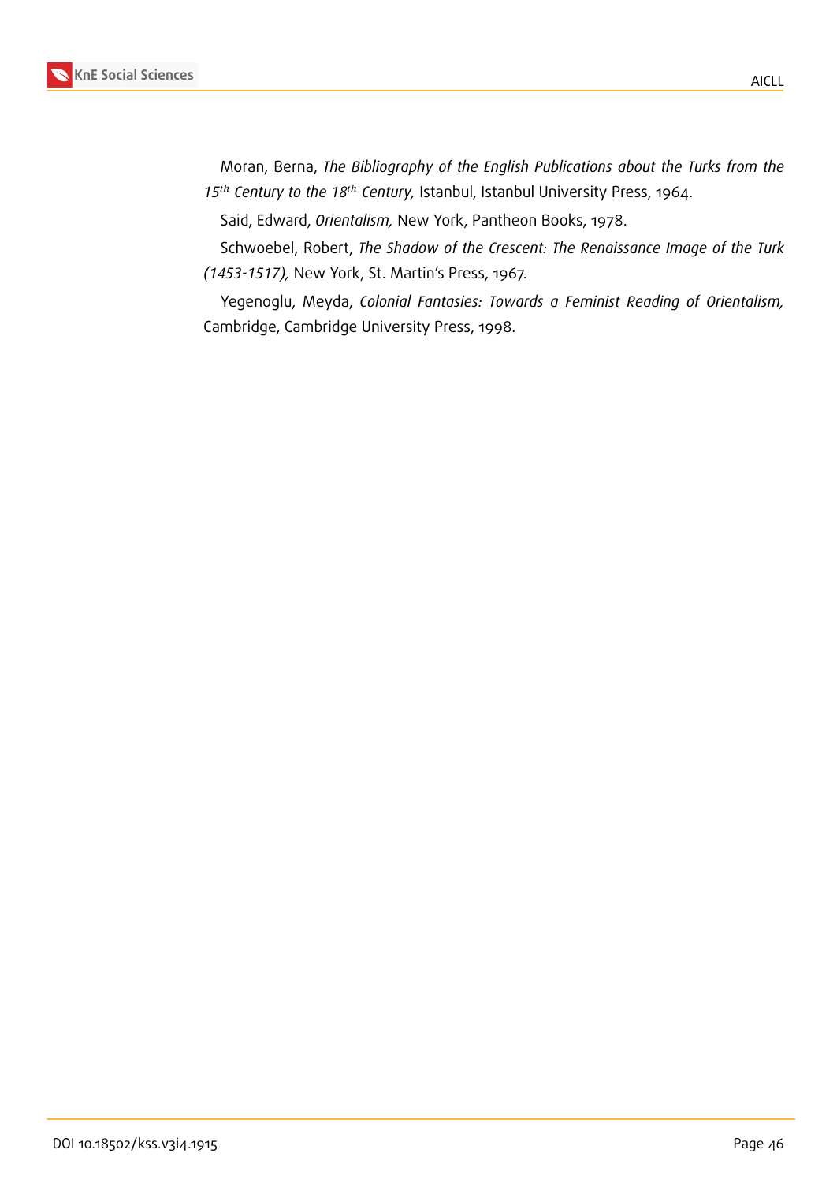Moran, Berna, *The Bibliography of the English Publications about the Turks from the 15th Century to the 18th Century,* Istanbul, Istanbul University Press, 1964.

Said, Edward, *Orientalism,* New York, Pantheon Books, 1978.

Schwoebel, Robert, *The Shadow of the Crescent: The Renaissance Image of the Turk (1453-1517),* New York, St. Martin's Press, 1967.

Yegenoglu, Meyda, *Colonial Fantasies: Towards a Feminist Reading of Orientalism,* Cambridge, Cambridge University Press, 1998.